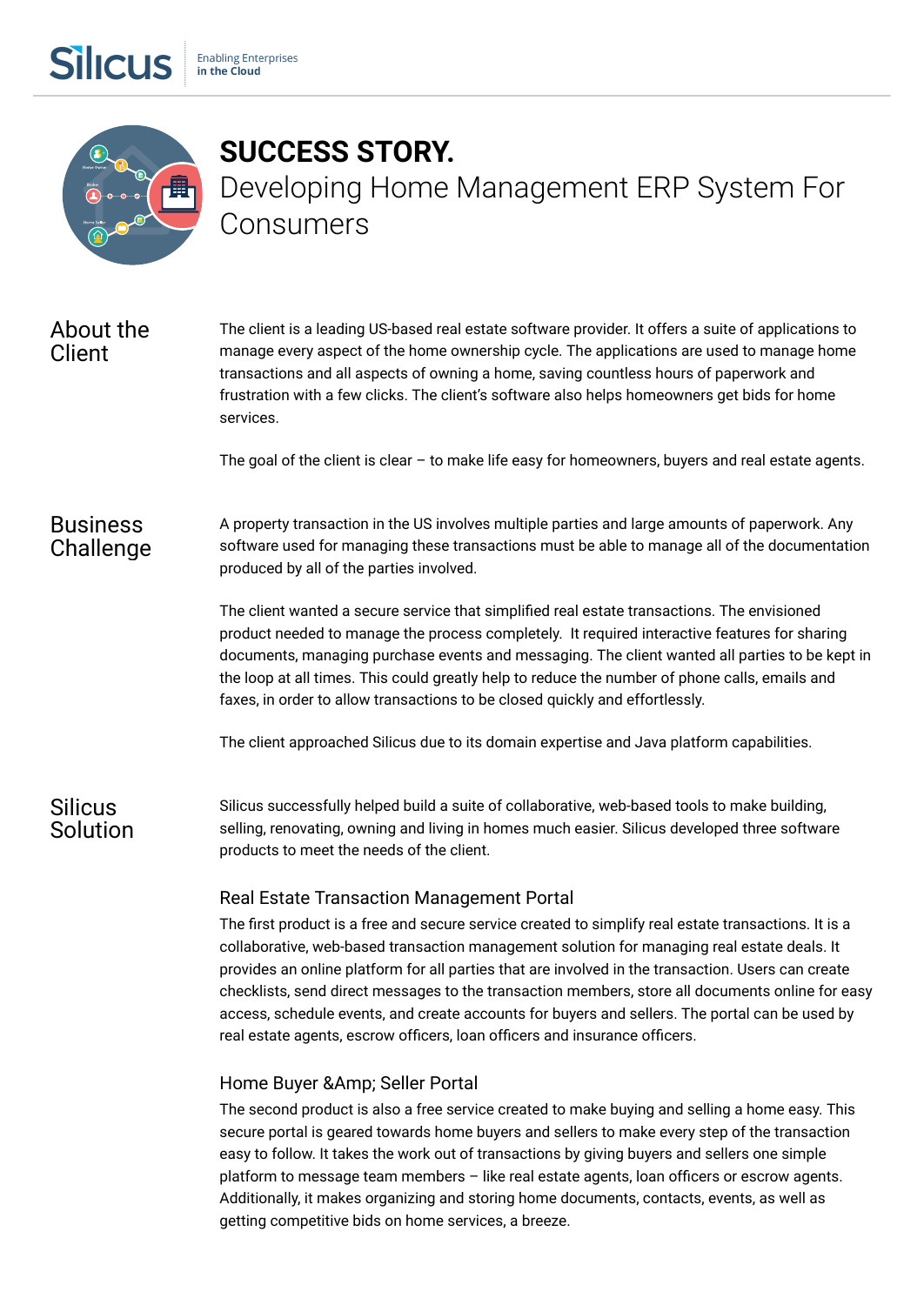# SUCCESS STORY.

Developing Home Management ERP System For Consumers

## About the Client

The client is a leading US-based real estate software provider. It offers a suite of applications to manage every aspect of the home ownership cycle. The applications are used to manage home transactions and all aspects of owning a home, saving countless hours of paperwork and frustration with a few clicks. The client's software also helps homeowners get bids for home services.

The goal of the client is clear – to make life easy for homeowners, buyers and real estate agents.

## Business Challenge

A property transaction in the US involves multiple parties and large amounts of paperwork. Any software used for managing these transactions must be able to manage all of the documentation produced by all of the parties involved.

The client wanted a secure service that simplified real estate transactions. The envisioned product needed to manage the process completely. It required interactive features for sharing documents, managing purchase events and messaging. The client wanted all parties to be kept in the loop at all times. This could greatly help to reduce the number of phone calls, emails and faxes, in order to allow transactions to be closed quickly and effortlessly.

The client approached Silicus due to its domain expertise and Java platform capabilities.

## Silicus Solution

Silicus successfully helped build a suite of collaborative, web-based tools to make building, selling, renovating, owning and living in homes much easier. Silicus developed three software products to meet the needs of the client.

### Real Estate Transaction Management Portal

The first product is a free and secure service created to simplify real estate transactions. It is a collaborative, web-based transaction management solution for managing real estate deals. It provides an online platform for all parties that are involved in the transaction. Users can create checklists, send direct messages to the transaction members, store all documents online for easy access, schedule events, and create accounts for buyers and sellers. The portal can be used by real estate agents, escrow officers, loan officers and insurance officers.

### Home Buyer &Amp; Seller Portal

The second product is also a free service created to make buying and selling a home easy. This secure portal is geared towards home buyers and sellers to make every step of the transaction easy to follow. It takes the work out of transactions by giving buyers and sellers one simple platform to message team members – like real estate agents, loan officers or escrow agents. Additionally, it makes organizing and storing home documents, contacts, events, as well as getting competitive bids on home services, a breeze.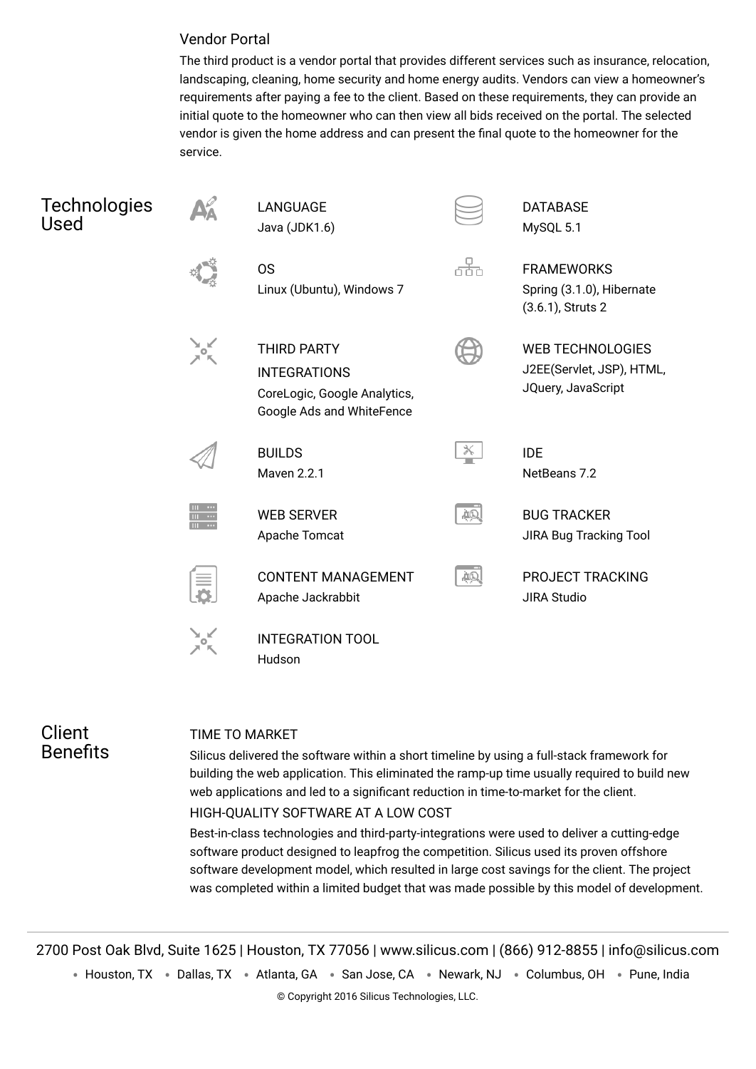### Vendor Portal

The third product is a vendor portal that provides different services such as insurance, relocation, landscaping, cleaning, home security and home energy audits. Vendors can view a homeowner's requirements after paying a fee to the client. Based on these requirements, they can provide an initial quote to the homeowner who can then view all bids received on the portal. The selected vendor is given the home address and can present the final quote to the homeowner for the service.

## Technologies Used

**LANGUAGE**
Java (JDK1.6)

**DATABASE**
MySQL 5.1

**OS**
Linux (Ubuntu), Windows 7

**FRAMEWORKS**
Spring (3.1.0), Hibernate (3.6.1), Struts 2

**THIRD PARTY INTEGRATIONS**
CoreLogic, Google Analytics, Google Ads and WhiteFence

**WEB TECHNOLOGIES**
J2EE(Servlet, JSP), HTML, JQuery, JavaScript

**BUILDS**
Maven 2.2.1

**IDE**
NetBeans 7.2

**WEB SERVER**
Apache Tomcat

**BUG TRACKER**
JIRA Bug Tracking Tool

**CONTENT MANAGEMENT**
Apache Jackrabbit

**PROJECT TRACKING**
JIRA Studio

**INTEGRATION TOOL**
Hudson

## Client Benefits

### TIME TO MARKET

Silicus delivered the software within a short timeline by using a full-stack framework for building the web application. This eliminated the ramp-up time usually required to build new web applications and led to a significant reduction in time-to-market for the client.

### HIGH-QUALITY SOFTWARE AT A LOW COST

Best-in-class technologies and third-party-integrations were used to deliver a cutting-edge software product designed to leapfrog the competition. Silicus used its proven offshore software development model, which resulted in large cost savings for the client. The project was completed within a limited budget that was made possible by this model of development.

2700 Post Oak Blvd, Suite 1625 | Houston, TX 77056 | www.silicus.com | (866) 912-8855 | info@silicus.com

• Houston, TX • Dallas, TX • Atlanta, GA • San Jose, CA • Newark, NJ • Columbus, OH • Pune, India

© Copyright 2016 Silicus Technologies, LLC.